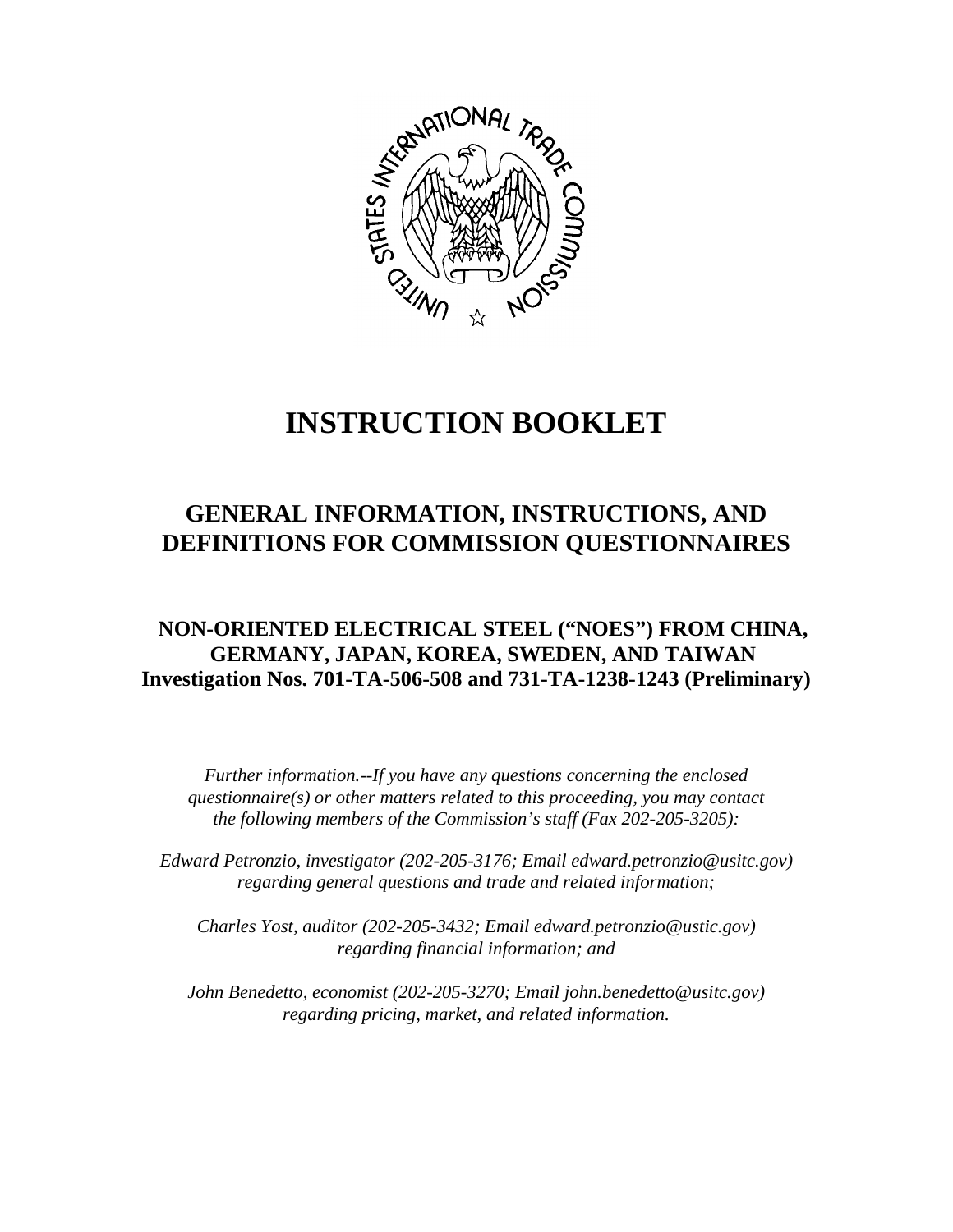# INSTRUCTION BOOKLET

## GENERAL INFORMATION, INSTRUCTIONS, AND DEFINITIONS FOR COMMISSION QUESTIONNAIRES

### NON-ORIENTED ELECTRICAL STEEL ("NOES") FROM CHINA, GERMANY, JAPAN, KOREA, SWEDEN, AND TAIWAN
### Investigation Nos. 701-TA-506-508 and 731-TA-1238-1243 (Preliminary)

*Further information.--If you have any questions concerning the enclosed questionnaire(s) or other matters related to this proceeding, you may contact the following members of the Commission's staff (Fax 202-205-3205):*

*Edward Petronzio, investigator (202-205-3176; Email edward.petronzio@usitc.gov) regarding general questions and trade and related information;*

*Charles Yost, auditor (202-205-3432; Email edward.petronzio@ustic.gov) regarding financial information; and*

*John Benedetto, economist (202-205-3270; Email john.benedetto@usitc.gov) regarding pricing, market, and related information.*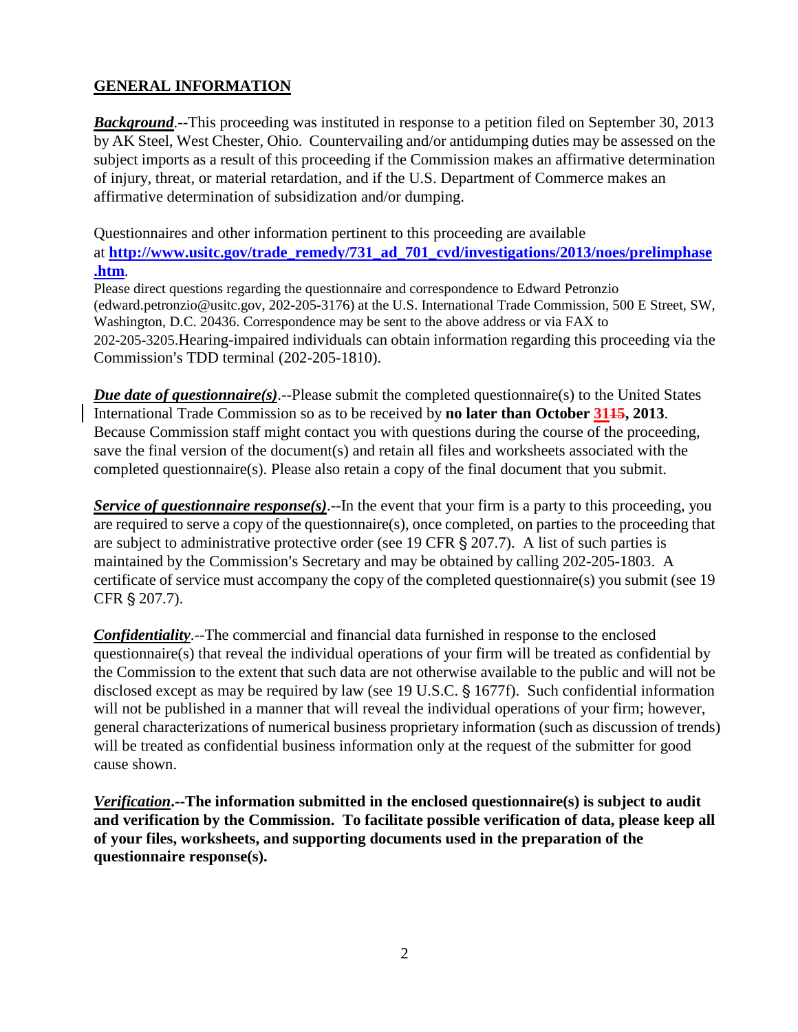## GENERAL INFORMATION

***Background***.--This proceeding was instituted in response to a petition filed on September 30, 2013 by AK Steel, West Chester, Ohio. Countervailing and/or antidumping duties may be assessed on the subject imports as a result of this proceeding if the Commission makes an affirmative determination of injury, threat, or material retardation, and if the U.S. Department of Commerce makes an affirmative determination of subsidization and/or dumping.

Questionnaires and other information pertinent to this proceeding are available at **http://www.usitc.gov/trade_remedy/731_ad_701_cvd/investigations/2013/noes/prelimphase.htm**.

Please direct questions regarding the questionnaire and correspondence to Edward Petronzio (edward.petronzio@usitc.gov, 202-205-3176) at the U.S. International Trade Commission, 500 E Street, SW, Washington, D.C. 20436. Correspondence may be sent to the above address or via FAX to 202-205-3205.Hearing-impaired individuals can obtain information regarding this proceeding via the Commission's TDD terminal (202-205-1810).

***Due date of questionnaire(s)***.--Please submit the completed questionnaire(s) to the United States International Trade Commission so as to be received by **no later than October ~~15~~ 31, 2013**. Because Commission staff might contact you with questions during the course of the proceeding, save the final version of the document(s) and retain all files and worksheets associated with the completed questionnaire(s). Please also retain a copy of the final document that you submit.

***Service of questionnaire response(s)***.--In the event that your firm is a party to this proceeding, you are required to serve a copy of the questionnaire(s), once completed, on parties to the proceeding that are subject to administrative protective order (see 19 CFR § 207.7). A list of such parties is maintained by the Commission's Secretary and may be obtained by calling 202-205-1803. A certificate of service must accompany the copy of the completed questionnaire(s) you submit (see 19 CFR § 207.7).

***Confidentiality***.--The commercial and financial data furnished in response to the enclosed questionnaire(s) that reveal the individual operations of your firm will be treated as confidential by the Commission to the extent that such data are not otherwise available to the public and will not be disclosed except as may be required by law (see 19 U.S.C. § 1677f). Such confidential information will not be published in a manner that will reveal the individual operations of your firm; however, general characterizations of numerical business proprietary information (such as discussion of trends) will be treated as confidential business information only at the request of the submitter for good cause shown.

***Verification*.--The information submitted in the enclosed questionnaire(s) is subject to audit and verification by the Commission. To facilitate possible verification of data, please keep all of your files, worksheets, and supporting documents used in the preparation of the questionnaire response(s).**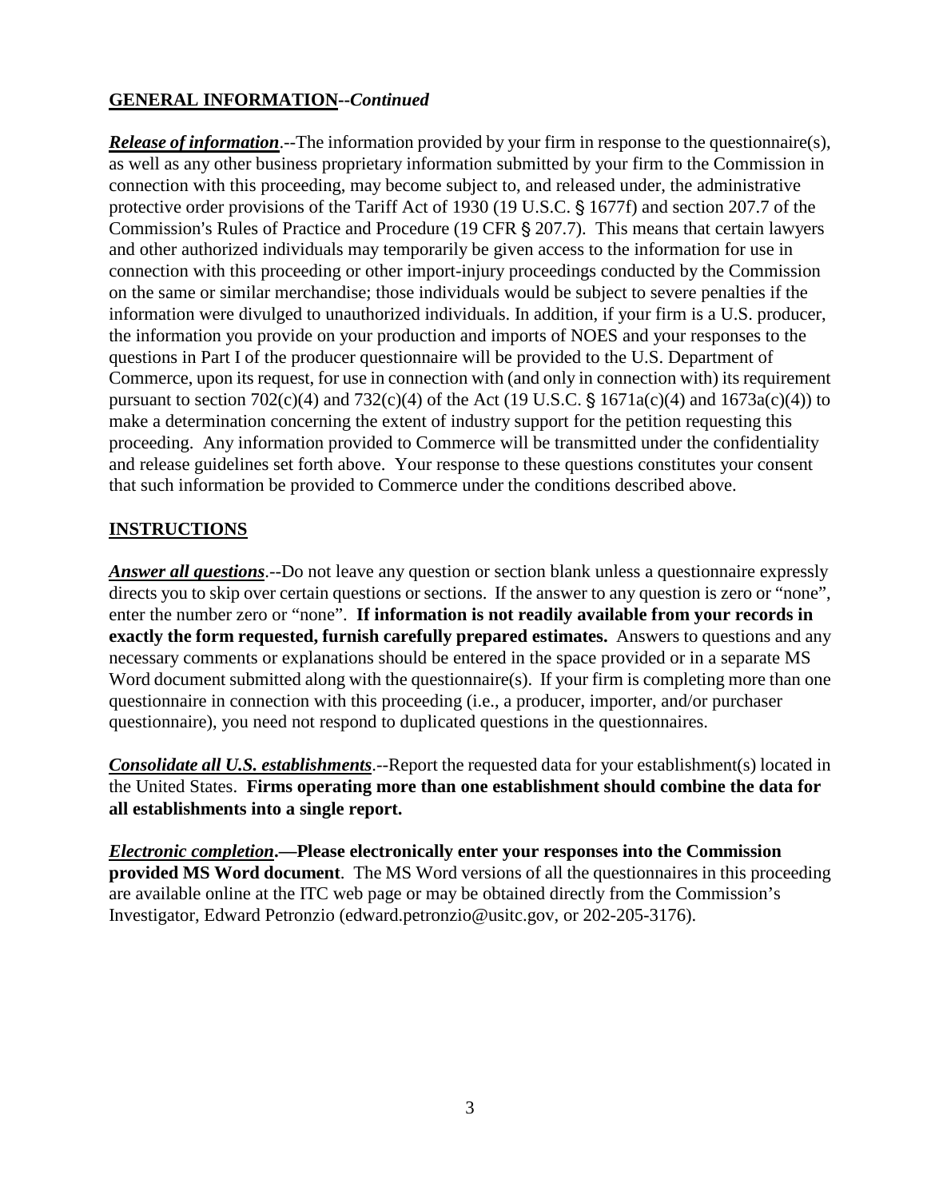## **GENERAL INFORMATION--*Continued***

***Release of information***.--The information provided by your firm in response to the questionnaire(s), as well as any other business proprietary information submitted by your firm to the Commission in connection with this proceeding, may become subject to, and released under, the administrative protective order provisions of the Tariff Act of 1930 (19 U.S.C. § 1677f) and section 207.7 of the Commission's Rules of Practice and Procedure (19 CFR § 207.7). This means that certain lawyers and other authorized individuals may temporarily be given access to the information for use in connection with this proceeding or other import-injury proceedings conducted by the Commission on the same or similar merchandise; those individuals would be subject to severe penalties if the information were divulged to unauthorized individuals. In addition, if your firm is a U.S. producer, the information you provide on your production and imports of NOES and your responses to the questions in Part I of the producer questionnaire will be provided to the U.S. Department of Commerce, upon its request, for use in connection with (and only in connection with) its requirement pursuant to section 702(c)(4) and 732(c)(4) of the Act (19 U.S.C. § 1671a(c)(4) and 1673a(c)(4)) to make a determination concerning the extent of industry support for the petition requesting this proceeding. Any information provided to Commerce will be transmitted under the confidentiality and release guidelines set forth above. Your response to these questions constitutes your consent that such information be provided to Commerce under the conditions described above.

## **INSTRUCTIONS**

***Answer all questions***.--Do not leave any question or section blank unless a questionnaire expressly directs you to skip over certain questions or sections. If the answer to any question is zero or "none", enter the number zero or "none". **If information is not readily available from your records in exactly the form requested, furnish carefully prepared estimates.** Answers to questions and any necessary comments or explanations should be entered in the space provided or in a separate MS Word document submitted along with the questionnaire(s). If your firm is completing more than one questionnaire in connection with this proceeding (i.e., a producer, importer, and/or purchaser questionnaire), you need not respond to duplicated questions in the questionnaires.

***Consolidate all U.S. establishments***.--Report the requested data for your establishment(s) located in the United States. **Firms operating more than one establishment should combine the data for all establishments into a single report.**

***Electronic completion*.—Please electronically enter your responses into the Commission provided MS Word document**. The MS Word versions of all the questionnaires in this proceeding are available online at the ITC web page or may be obtained directly from the Commission's Investigator, Edward Petronzio (edward.petronzio@usitc.gov, or 202-205-3176).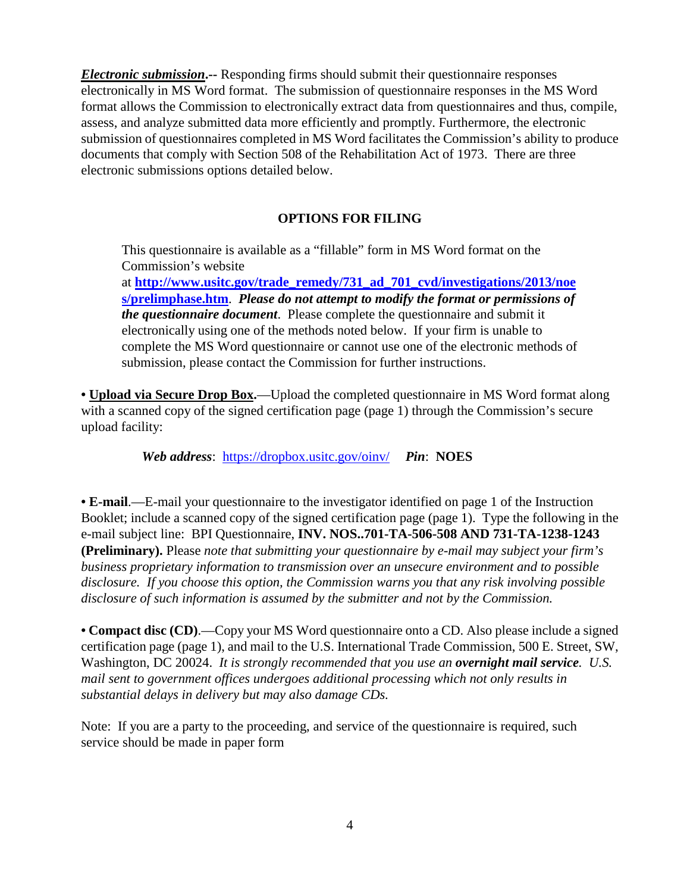***Electronic submission*.--** Responding firms should submit their questionnaire responses electronically in MS Word format. The submission of questionnaire responses in the MS Word format allows the Commission to electronically extract data from questionnaires and thus, compile, assess, and analyze submitted data more efficiently and promptly. Furthermore, the electronic submission of questionnaires completed in MS Word facilitates the Commission's ability to produce documents that comply with Section 508 of the Rehabilitation Act of 1973. There are three electronic submissions options detailed below.

**OPTIONS FOR FILING**

> This questionnaire is available as a "fillable" form in MS Word format on the Commission's website at **[http://www.usitc.gov/trade_remedy/731_ad_701_cvd/investigations/2013/noes/prelimphase.htm](http://www.usitc.gov/trade_remedy/731_ad_701_cvd/investigations/2013/noes/prelimphase.htm)**. ***Please do not attempt to modify the format or permissions of the questionnaire document***. Please complete the questionnaire and submit it electronically using one of the methods noted below. If your firm is unable to complete the MS Word questionnaire or cannot use one of the electronic methods of submission, please contact the Commission for further instructions.

**• Upload via Secure Drop Box.**—Upload the completed questionnaire in MS Word format along with a scanned copy of the signed certification page (page 1) through the Commission's secure upload facility:

> ***Web address***: [https://dropbox.usitc.gov/oinv/](https://dropbox.usitc.gov/oinv/) ***Pin***: **NOES**

**• E-mail**.—E-mail your questionnaire to the investigator identified on page 1 of the Instruction Booklet; include a scanned copy of the signed certification page (page 1). Type the following in the e-mail subject line: BPI Questionnaire, **INV. NOS..701-TA-506-508 AND 731-TA-1238-1243 (Preliminary).** Please *note that submitting your questionnaire by e-mail may subject your firm's business proprietary information to transmission over an unsecure environment and to possible disclosure. If you choose this option, the Commission warns you that any risk involving possible disclosure of such information is assumed by the submitter and not by the Commission.*

**• Compact disc (CD)**.—Copy your MS Word questionnaire onto a CD. Also please include a signed certification page (page 1), and mail to the U.S. International Trade Commission, 500 E. Street, SW, Washington, DC 20024. *It is strongly recommended that you use an* ***overnight mail service****. U.S. mail sent to government offices undergoes additional processing which not only results in substantial delays in delivery but may also damage CDs.*

Note: If you are a party to the proceeding, and service of the questionnaire is required, such service should be made in paper form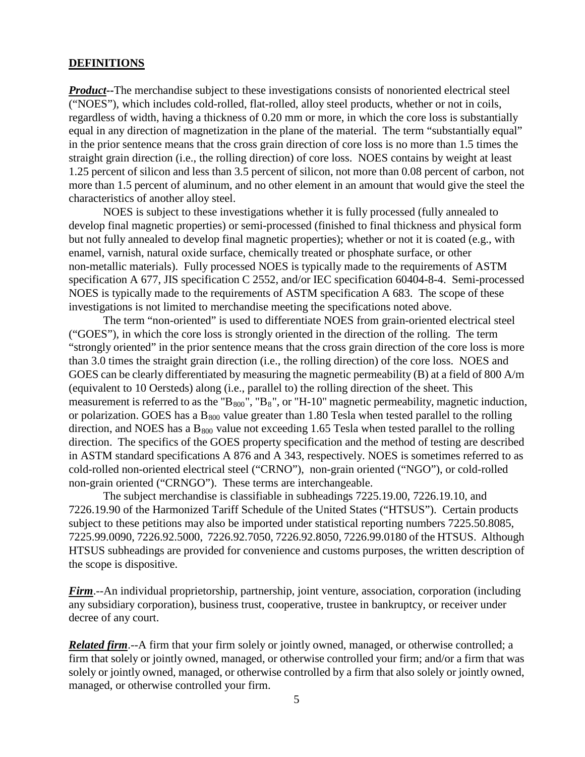## DEFINITIONS

***Product*--**The merchandise subject to these investigations consists of nonoriented electrical steel ("NOES"), which includes cold-rolled, flat-rolled, alloy steel products, whether or not in coils, regardless of width, having a thickness of 0.20 mm or more, in which the core loss is substantially equal in any direction of magnetization in the plane of the material. The term "substantially equal" in the prior sentence means that the cross grain direction of core loss is no more than 1.5 times the straight grain direction (i.e., the rolling direction) of core loss. NOES contains by weight at least 1.25 percent of silicon and less than 3.5 percent of silicon, not more than 0.08 percent of carbon, not more than 1.5 percent of aluminum, and no other element in an amount that would give the steel the characteristics of another alloy steel.

NOES is subject to these investigations whether it is fully processed (fully annealed to develop final magnetic properties) or semi-processed (finished to final thickness and physical form but not fully annealed to develop final magnetic properties); whether or not it is coated (e.g., with enamel, varnish, natural oxide surface, chemically treated or phosphate surface, or other non-metallic materials). Fully processed NOES is typically made to the requirements of ASTM specification A 677, JIS specification C 2552, and/or IEC specification 60404-8-4. Semi-processed NOES is typically made to the requirements of ASTM specification A 683. The scope of these investigations is not limited to merchandise meeting the specifications noted above.

The term "non-oriented" is used to differentiate NOES from grain-oriented electrical steel ("GOES"), in which the core loss is strongly oriented in the direction of the rolling. The term "strongly oriented" in the prior sentence means that the cross grain direction of the core loss is more than 3.0 times the straight grain direction (i.e., the rolling direction) of the core loss. NOES and GOES can be clearly differentiated by measuring the magnetic permeability (B) at a field of 800 A/m (equivalent to 10 Oersteds) along (i.e., parallel to) the rolling direction of the sheet. This measurement is referred to as the "$B_{800}$", "$B_8$", or "H-10" magnetic permeability, magnetic induction, or polarization. GOES has a $B_{800}$ value greater than 1.80 Tesla when tested parallel to the rolling direction, and NOES has a $B_{800}$ value not exceeding 1.65 Tesla when tested parallel to the rolling direction. The specifics of the GOES property specification and the method of testing are described in ASTM standard specifications A 876 and A 343, respectively. NOES is sometimes referred to as cold-rolled non-oriented electrical steel ("CRNO"), non-grain oriented ("NGO"), or cold-rolled non-grain oriented ("CRNGO"). These terms are interchangeable.

The subject merchandise is classifiable in subheadings 7225.19.00, 7226.19.10, and 7226.19.90 of the Harmonized Tariff Schedule of the United States ("HTSUS"). Certain products subject to these petitions may also be imported under statistical reporting numbers 7225.50.8085, 7225.99.0090, 7226.92.5000, 7226.92.7050, 7226.92.8050, 7226.99.0180 of the HTSUS. Although HTSUS subheadings are provided for convenience and customs purposes, the written description of the scope is dispositive.

***Firm*.**--An individual proprietorship, partnership, joint venture, association, corporation (including any subsidiary corporation), business trust, cooperative, trustee in bankruptcy, or receiver under decree of any court.

***Related firm*.**--A firm that your firm solely or jointly owned, managed, or otherwise controlled; a firm that solely or jointly owned, managed, or otherwise controlled your firm; and/or a firm that was solely or jointly owned, managed, or otherwise controlled by a firm that also solely or jointly owned, managed, or otherwise controlled your firm.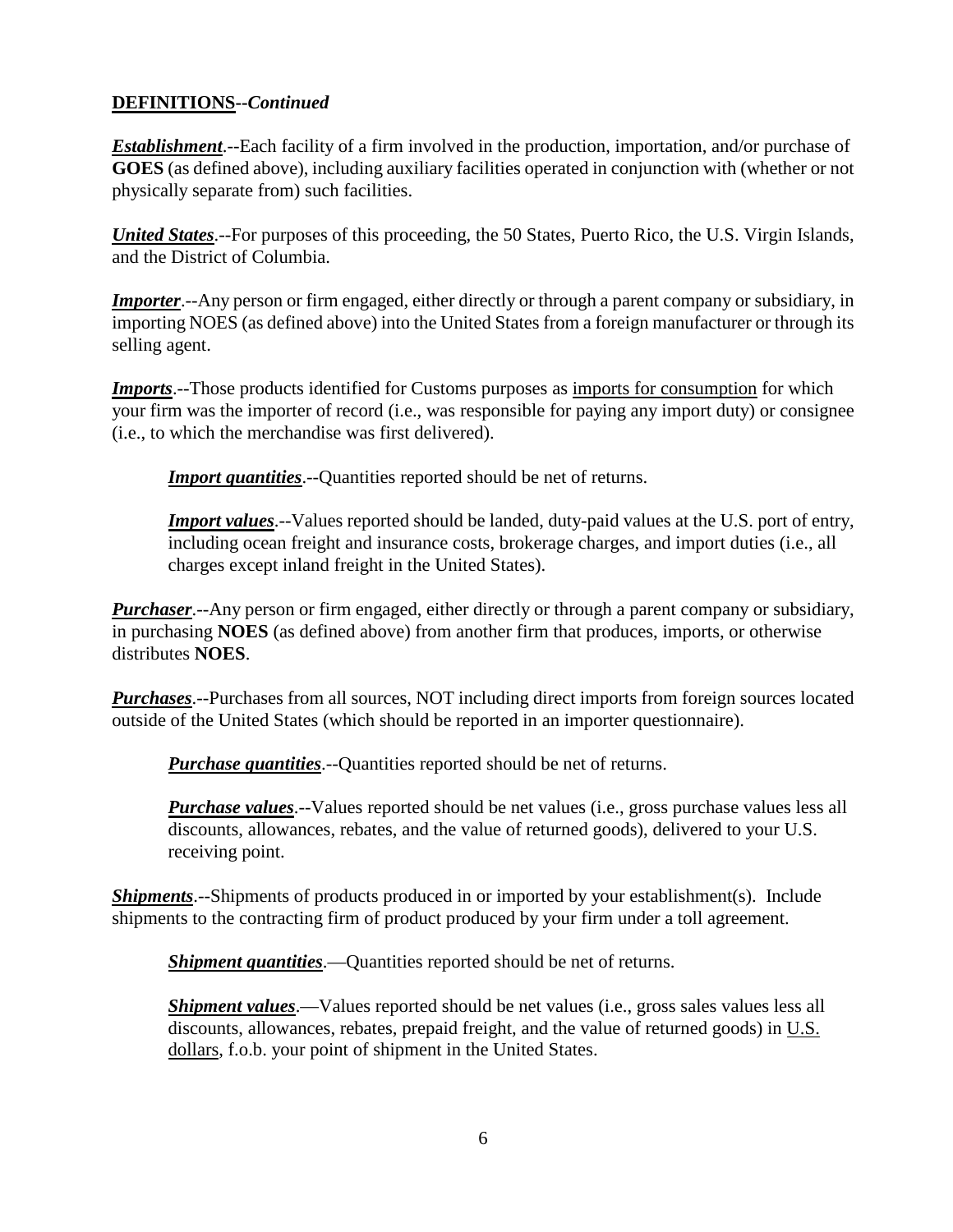**DEFINITIONS--*Continued***

***Establishment***.--Each facility of a firm involved in the production, importation, and/or purchase of **GOES** (as defined above), including auxiliary facilities operated in conjunction with (whether or not physically separate from) such facilities.

***United States***.--For purposes of this proceeding, the 50 States, Puerto Rico, the U.S. Virgin Islands, and the District of Columbia.

***Importer***.--Any person or firm engaged, either directly or through a parent company or subsidiary, in importing NOES (as defined above) into the United States from a foreign manufacturer or through its selling agent.

***Imports***.--Those products identified for Customs purposes as imports for consumption for which your firm was the importer of record (i.e., was responsible for paying any import duty) or consignee (i.e., to which the merchandise was first delivered).

> ***Import quantities***.--Quantities reported should be net of returns.
>
> ***Import values***.--Values reported should be landed, duty-paid values at the U.S. port of entry, including ocean freight and insurance costs, brokerage charges, and import duties (i.e., all charges except inland freight in the United States).

***Purchaser***.--Any person or firm engaged, either directly or through a parent company or subsidiary, in purchasing **NOES** (as defined above) from another firm that produces, imports, or otherwise distributes **NOES**.

***Purchases***.--Purchases from all sources, NOT including direct imports from foreign sources located outside of the United States (which should be reported in an importer questionnaire).

> ***Purchase quantities***.--Quantities reported should be net of returns.
>
> ***Purchase values***.--Values reported should be net values (i.e., gross purchase values less all discounts, allowances, rebates, and the value of returned goods), delivered to your U.S. receiving point.

***Shipments***.--Shipments of products produced in or imported by your establishment(s). Include shipments to the contracting firm of product produced by your firm under a toll agreement.

> ***Shipment quantities***.—Quantities reported should be net of returns.
>
> ***Shipment values***.—Values reported should be net values (i.e., gross sales values less all discounts, allowances, rebates, prepaid freight, and the value of returned goods) in U.S. dollars, f.o.b. your point of shipment in the United States.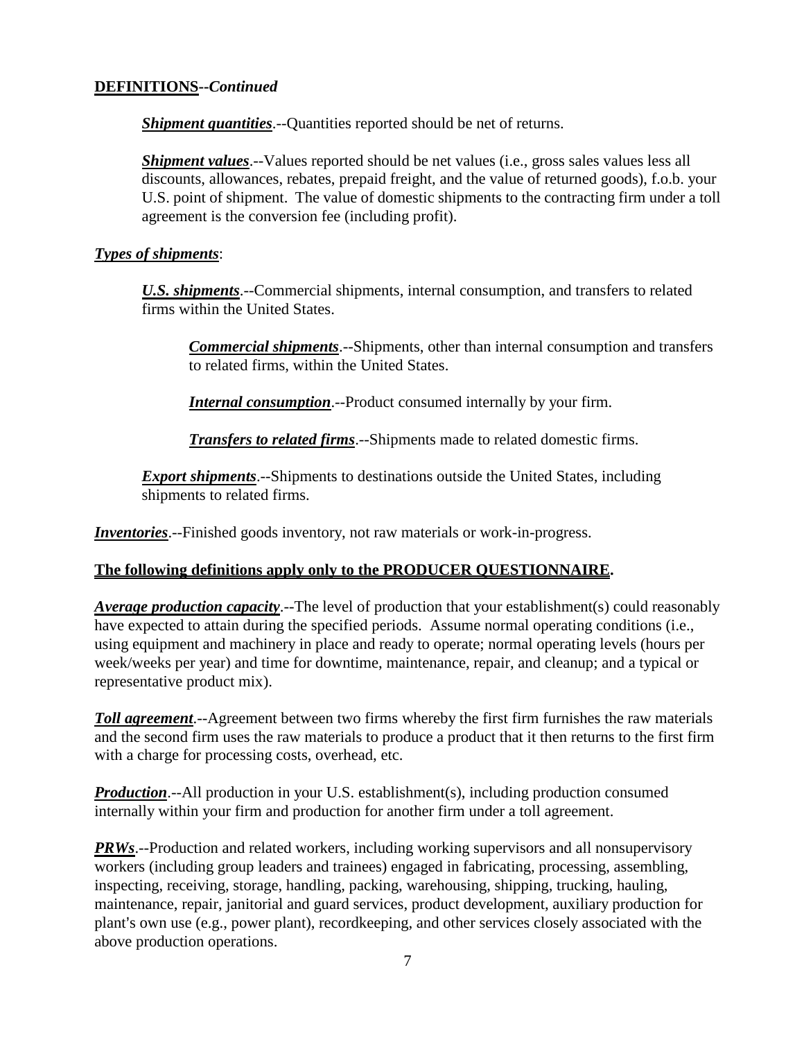**DEFINITIONS--*Continued***

***Shipment quantities***.--Quantities reported should be net of returns.

***Shipment values***.--Values reported should be net values (i.e., gross sales values less all discounts, allowances, rebates, prepaid freight, and the value of returned goods), f.o.b. your U.S. point of shipment. The value of domestic shipments to the contracting firm under a toll agreement is the conversion fee (including profit).

***Types of shipments***:

***U.S. shipments***.--Commercial shipments, internal consumption, and transfers to related firms within the United States.

***Commercial shipments***.--Shipments, other than internal consumption and transfers to related firms, within the United States.

***Internal consumption***.--Product consumed internally by your firm.

***Transfers to related firms***.--Shipments made to related domestic firms.

***Export shipments***.--Shipments to destinations outside the United States, including shipments to related firms.

***Inventories***.--Finished goods inventory, not raw materials or work-in-progress.

**The following definitions apply only to the PRODUCER QUESTIONNAIRE.**

***Average production capacity***.--The level of production that your establishment(s) could reasonably have expected to attain during the specified periods. Assume normal operating conditions (i.e., using equipment and machinery in place and ready to operate; normal operating levels (hours per week/weeks per year) and time for downtime, maintenance, repair, and cleanup; and a typical or representative product mix).

***Toll agreement***.--Agreement between two firms whereby the first firm furnishes the raw materials and the second firm uses the raw materials to produce a product that it then returns to the first firm with a charge for processing costs, overhead, etc.

***Production***.--All production in your U.S. establishment(s), including production consumed internally within your firm and production for another firm under a toll agreement.

***PRWs***.--Production and related workers, including working supervisors and all nonsupervisory workers (including group leaders and trainees) engaged in fabricating, processing, assembling, inspecting, receiving, storage, handling, packing, warehousing, shipping, trucking, hauling, maintenance, repair, janitorial and guard services, product development, auxiliary production for plant's own use (e.g., power plant), recordkeeping, and other services closely associated with the above production operations.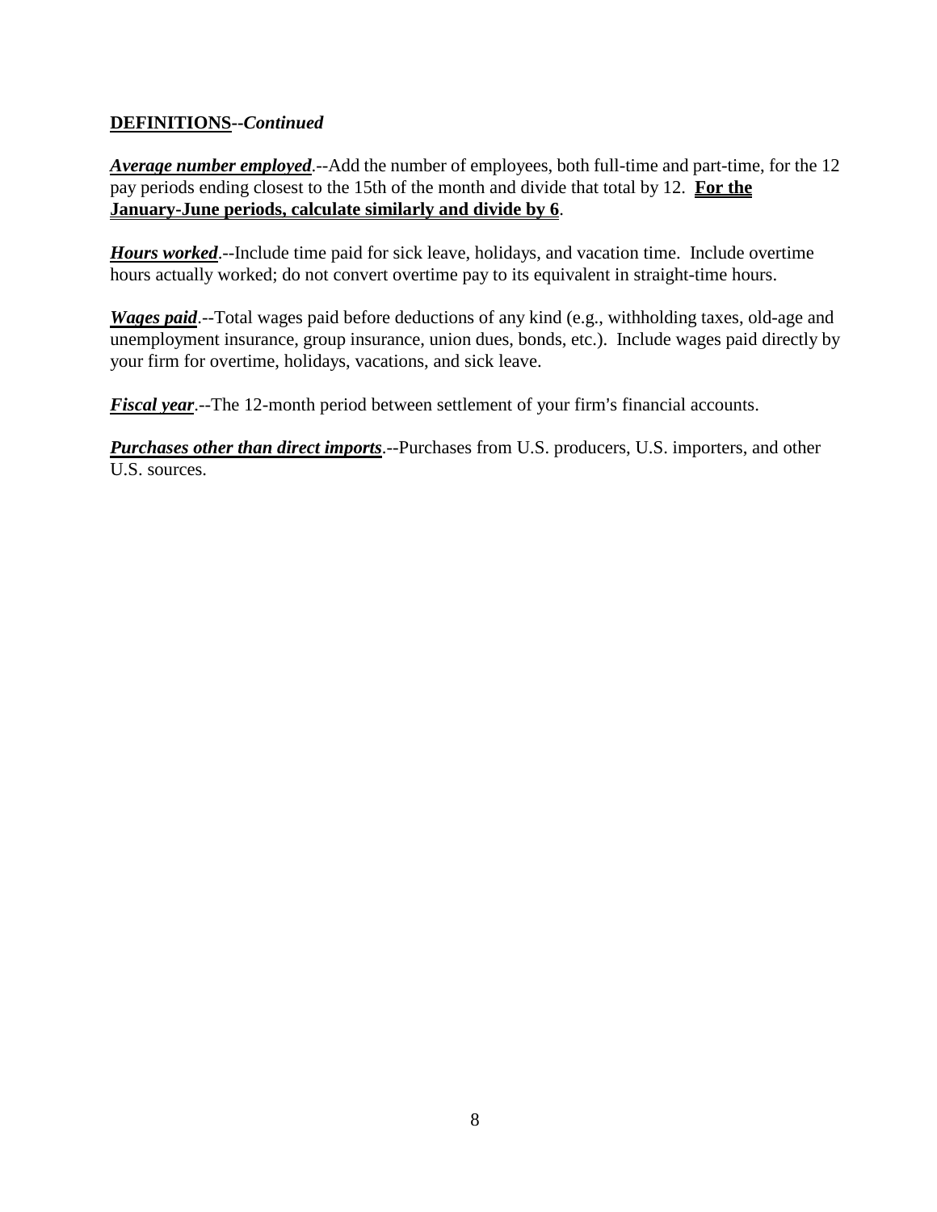**DEFINITIONS--*Continued***

***Average number employed***.--Add the number of employees, both full-time and part-time, for the 12 pay periods ending closest to the 15th of the month and divide that total by 12. **For the January-June periods, calculate similarly and divide by 6**.

***Hours worked***.--Include time paid for sick leave, holidays, and vacation time. Include overtime hours actually worked; do not convert overtime pay to its equivalent in straight-time hours.

***Wages paid***.--Total wages paid before deductions of any kind (e.g., withholding taxes, old-age and unemployment insurance, group insurance, union dues, bonds, etc.). Include wages paid directly by your firm for overtime, holidays, vacations, and sick leave.

***Fiscal year***.--The 12-month period between settlement of your firm's financial accounts.

***Purchases other than direct imports***.--Purchases from U.S. producers, U.S. importers, and other U.S. sources.